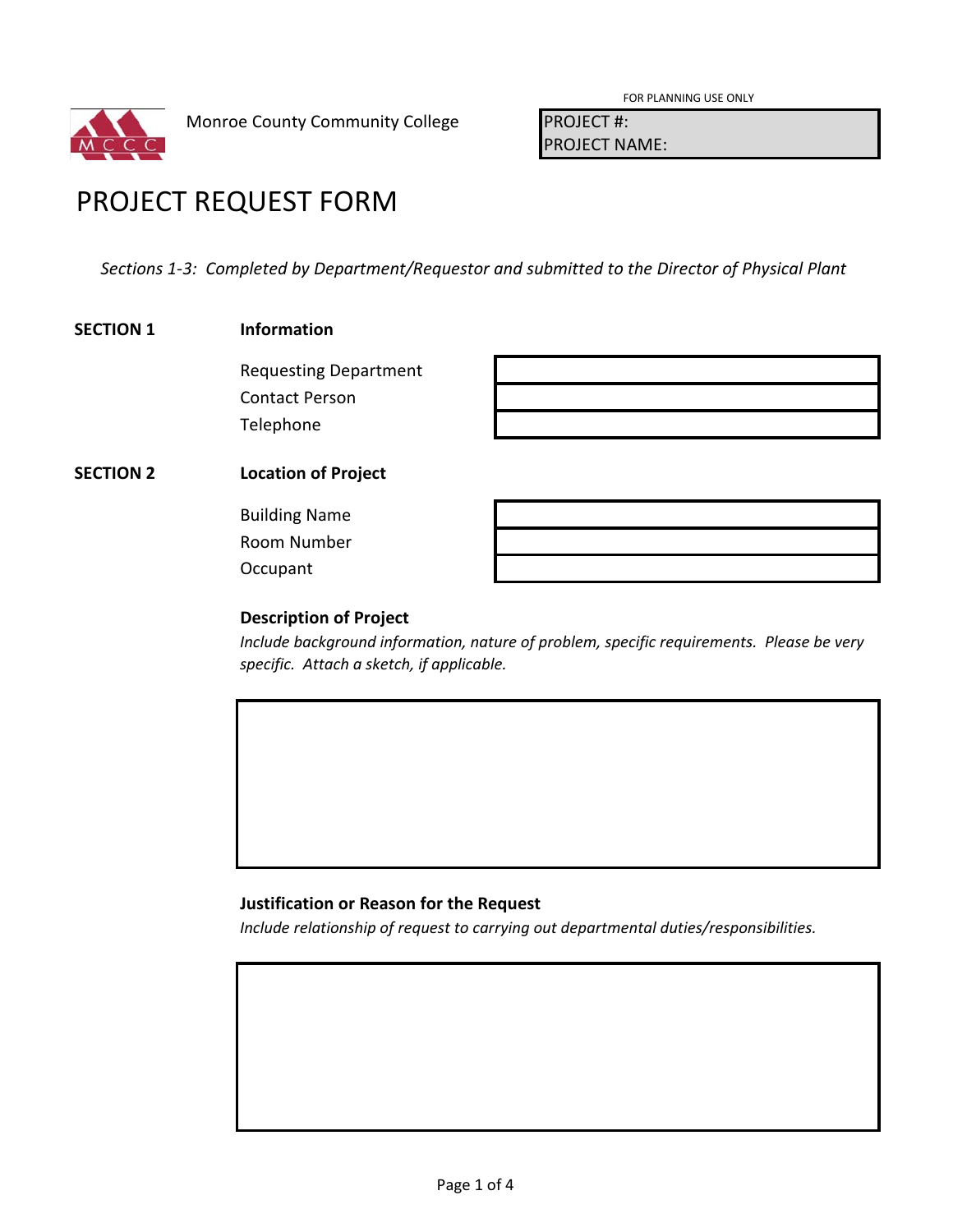Monroe County Community College

FOR PLANNING USE ONLY

| PROJECT #: |
| --- |
| PROJECT NAME: |

# PROJECT REQUEST FORM

*Sections 1-3: Completed by Department/Requestor and submitted to the Director of Physical Plant*

**SECTION 1** **Information**

| | |
| --- | --- |
| Requesting Department | |
| Contact Person | |
| Telephone | |

**SECTION 2** **Location of Project**

| | |
| --- | --- |
| Building Name | |
| Room Number | |
| Occupant | |

**Description of Project**

*Include background information, nature of problem, specific requirements. Please be very specific. Attach a sketch, if applicable.*

**Justification or Reason for the Request**

*Include relationship of request to carrying out departmental duties/responsibilities.*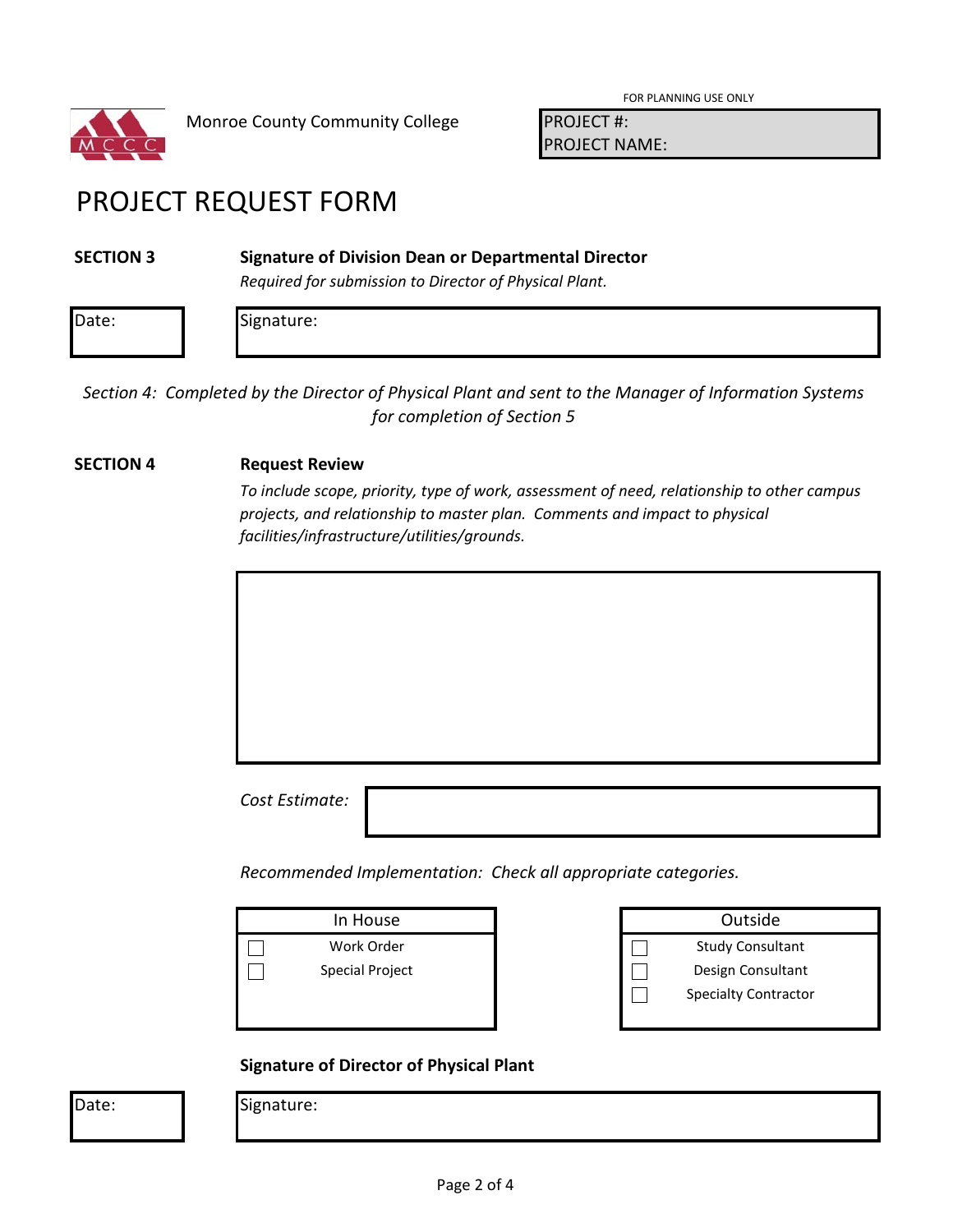Monroe County Community College

FOR PLANNING USE ONLY

| PROJECT #: |
|---|
| PROJECT NAME: |

# PROJECT REQUEST FORM

**SECTION 3** **Signature of Division Dean or Departmental Director**

*Required for submission to Director of Physical Plant.*

| Date: | Signature: |
|---|---|

*Section 4: Completed by the Director of Physical Plant and sent to the Manager of Information Systems for completion of Section 5*

**SECTION 4** **Request Review**

*To include scope, priority, type of work, assessment of need, relationship to other campus projects, and relationship to master plan. Comments and impact to physical facilities/infrastructure/utilities/grounds.*

*Cost Estimate:*

*Recommended Implementation: Check all appropriate categories.*

| In House |
|---|
| ☐ Work Order |
| ☐ Special Project |

| Outside |
|---|
| ☐ Study Consultant |
| ☐ Design Consultant |
| ☐ Specialty Contractor |

**Signature of Director of Physical Plant**

| Date: | Signature: |
|---|---|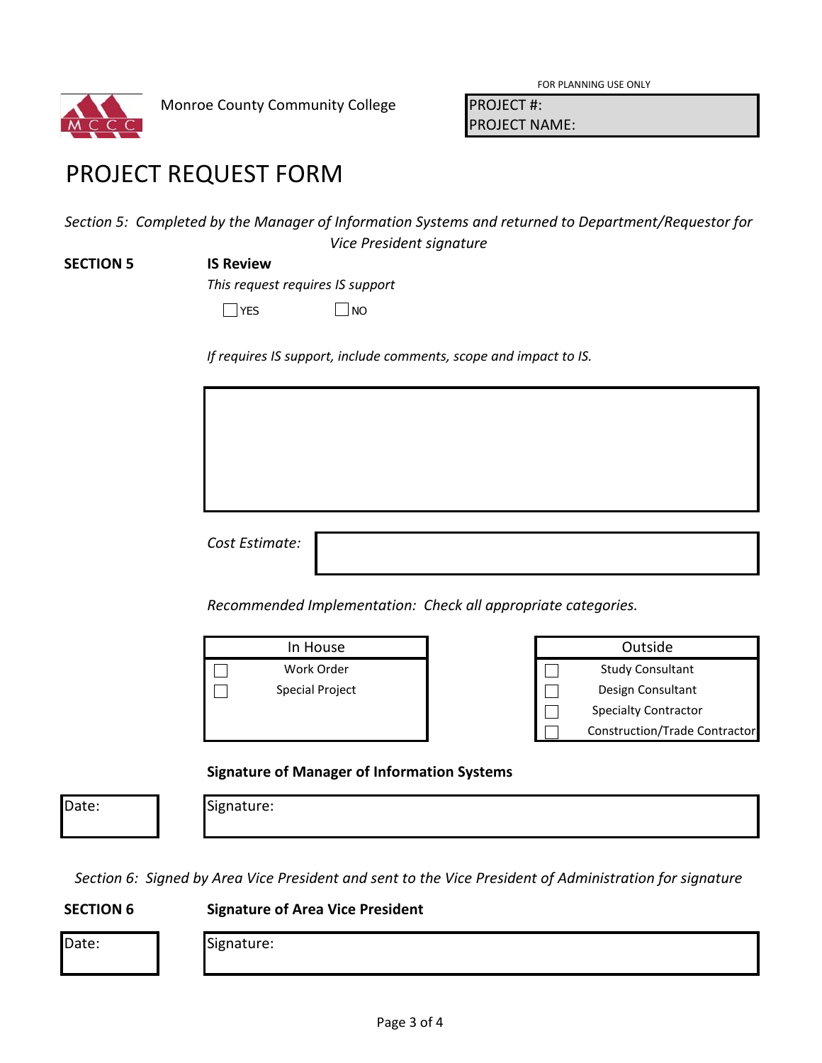Monroe County Community College

FOR PLANNING USE ONLY

PROJECT #:
PROJECT NAME:

# PROJECT REQUEST FORM

*Section 5: Completed by the Manager of Information Systems and returned to Department/Requestor for Vice President signature*

**SECTION 5** **IS Review**

*This request requires IS support*

☐ YES ☐ NO

*If requires IS support, include comments, scope and impact to IS.*

*Cost Estimate:*

*Recommended Implementation: Check all appropriate categories.*

| In House |
|---|
| ☐ Work Order |
| ☐ Special Project |

| Outside |
|---|
| ☐ Study Consultant |
| ☐ Design Consultant |
| ☐ Specialty Contractor |
| ☐ Construction/Trade Contractor |

**Signature of Manager of Information Systems**

Date: Signature:

*Section 6: Signed by Area Vice President and sent to the Vice President of Administration for signature*

**SECTION 6** **Signature of Area Vice President**

Date: Signature: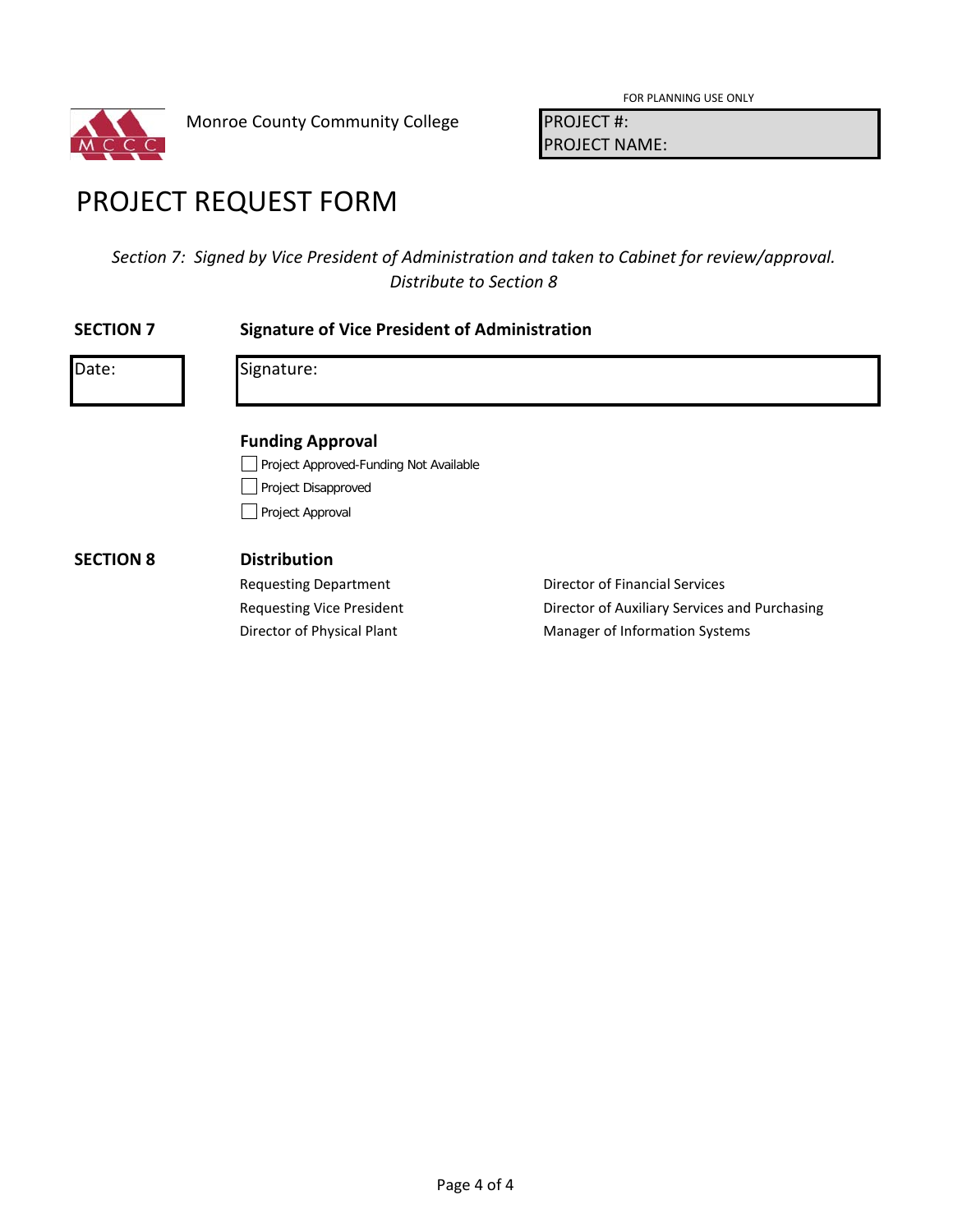Monroe County Community College

FOR PLANNING USE ONLY

PROJECT #:
PROJECT NAME:

# PROJECT REQUEST FORM

*Section 7: Signed by Vice President of Administration and taken to Cabinet for review/approval. Distribute to Section 8*

**SECTION 7** **Signature of Vice President of Administration**

Date:

Signature:

**Funding Approval**

- [ ] Project Approved-Funding Not Available
- [ ] Project Disapproved
- [ ] Project Approval

**SECTION 8** **Distribution**

Requesting Department
Requesting Vice President
Director of Physical Plant
Director of Financial Services
Director of Auxiliary Services and Purchasing
Manager of Information Systems